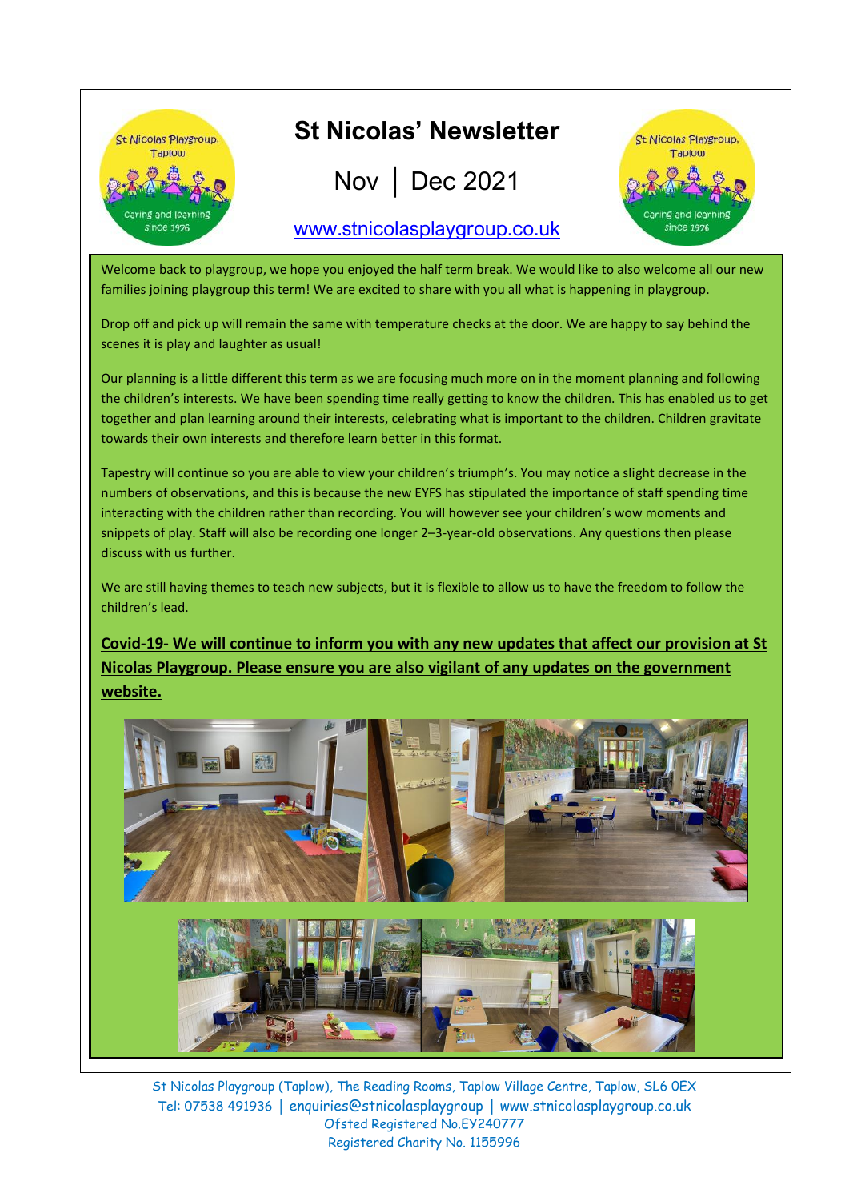# St Nicolas' Newsletter

## Nov | Dec 2021

www.stnicolasplaygroup.co.uk

Welcome back to playgroup, we hope you enjoyed the half term break. We would like to also welcome all our new families joining playgroup this term! We are excited to share with you all what is happening in playgroup.

Drop off and pick up will remain the same with temperature checks at the door. We are happy to say behind the scenes it is play and laughter as usual!

Our planning is a little different this term as we are focusing much more on in the moment planning and following the children's interests. We have been spending time really getting to know the children. This has enabled us to get together and plan learning around their interests, celebrating what is important to the children. Children gravitate towards their own interests and therefore learn better in this format.

Tapestry will continue so you are able to view your children's triumph's. You may notice a slight decrease in the numbers of observations, and this is because the new EYFS has stipulated the importance of staff spending time interacting with the children rather than recording. You will however see your children's wow moments and snippets of play. Staff will also be recording one longer 2–3-year-old observations. Any questions then please discuss with us further.

We are still having themes to teach new subjects, but it is flexible to allow us to have the freedom to follow the children's lead.

**Covid-19- We will continue to inform you with any new updates that affect our provision at St Nicolas Playgroup. Please ensure you are also vigilant of any updates on the government website.**

St Nicolas Playgroup (Taplow), The Reading Rooms, Taplow Village Centre, Taplow, SL6 0EX
Tel: 07538 491936 | enquiries@stnicolasplaygroup | www.stnicolasplaygroup.co.uk
Ofsted Registered No.EY240777
Registered Charity No. 1155996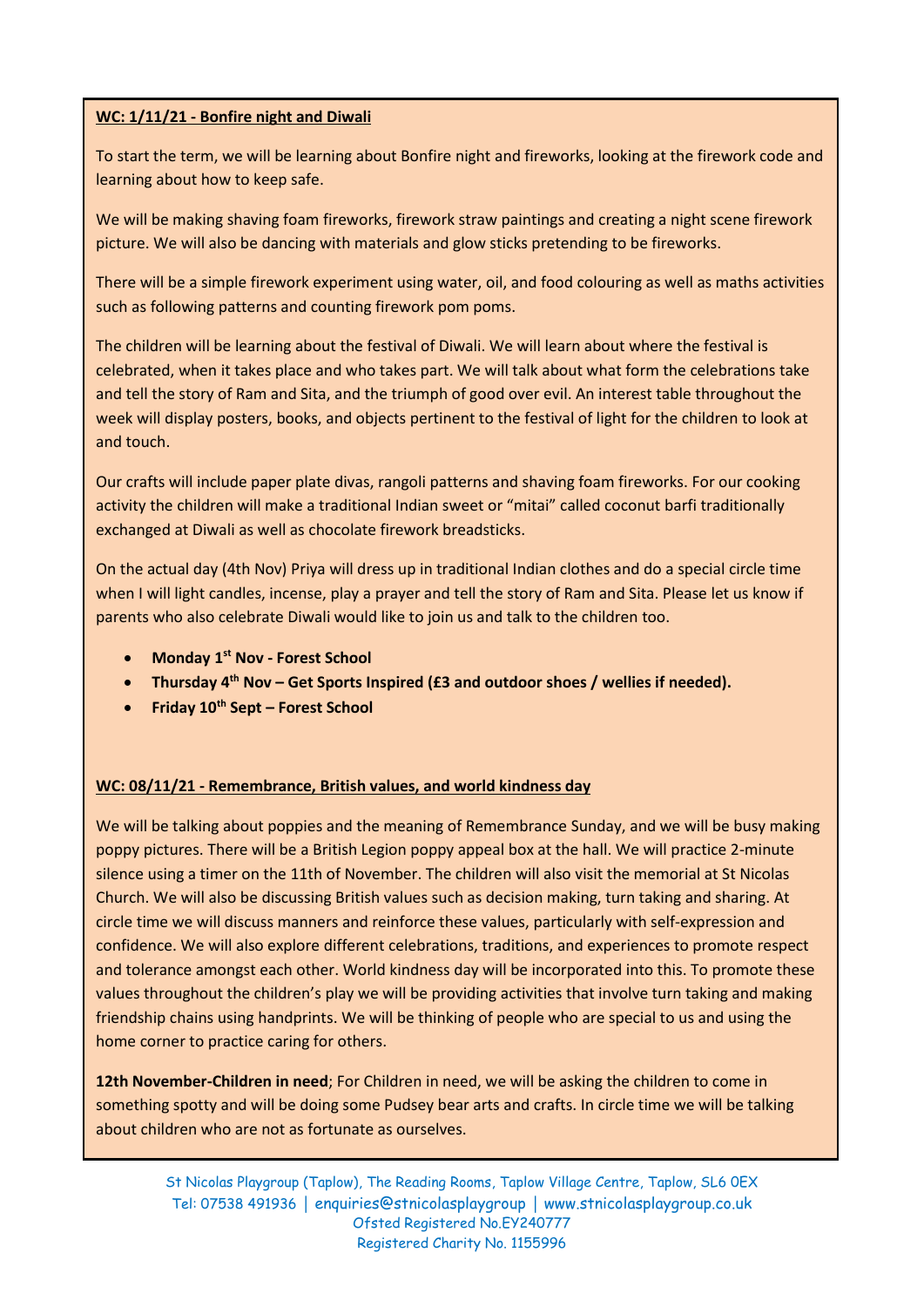**WC: 1/11/21 - Bonfire night and Diwali**

To start the term, we will be learning about Bonfire night and fireworks, looking at the firework code and learning about how to keep safe.

We will be making shaving foam fireworks, firework straw paintings and creating a night scene firework picture. We will also be dancing with materials and glow sticks pretending to be fireworks.

There will be a simple firework experiment using water, oil, and food colouring as well as maths activities such as following patterns and counting firework pom poms.

The children will be learning about the festival of Diwali. We will learn about where the festival is celebrated, when it takes place and who takes part. We will talk about what form the celebrations take and tell the story of Ram and Sita, and the triumph of good over evil. An interest table throughout the week will display posters, books, and objects pertinent to the festival of light for the children to look at and touch.

Our crafts will include paper plate divas, rangoli patterns and shaving foam fireworks. For our cooking activity the children will make a traditional Indian sweet or "mitai" called coconut barfi traditionally exchanged at Diwali as well as chocolate firework breadsticks.

On the actual day (4th Nov) Priya will dress up in traditional Indian clothes and do a special circle time when I will light candles, incense, play a prayer and tell the story of Ram and Sita. Please let us know if parents who also celebrate Diwali would like to join us and talk to the children too.

- **Monday 1st Nov - Forest School**
- **Thursday 4th Nov – Get Sports Inspired (£3 and outdoor shoes / wellies if needed).**
- **Friday 10th Sept – Forest School**

**WC: 08/11/21 - Remembrance, British values, and world kindness day**

We will be talking about poppies and the meaning of Remembrance Sunday, and we will be busy making poppy pictures. There will be a British Legion poppy appeal box at the hall. We will practice 2-minute silence using a timer on the 11th of November. The children will also visit the memorial at St Nicolas Church. We will also be discussing British values such as decision making, turn taking and sharing. At circle time we will discuss manners and reinforce these values, particularly with self-expression and confidence. We will also explore different celebrations, traditions, and experiences to promote respect and tolerance amongst each other. World kindness day will be incorporated into this. To promote these values throughout the children's play we will be providing activities that involve turn taking and making friendship chains using handprints. We will be thinking of people who are special to us and using the home corner to practice caring for others.

**12th November-Children in need**; For Children in need, we will be asking the children to come in something spotty and will be doing some Pudsey bear arts and crafts. In circle time we will be talking about children who are not as fortunate as ourselves.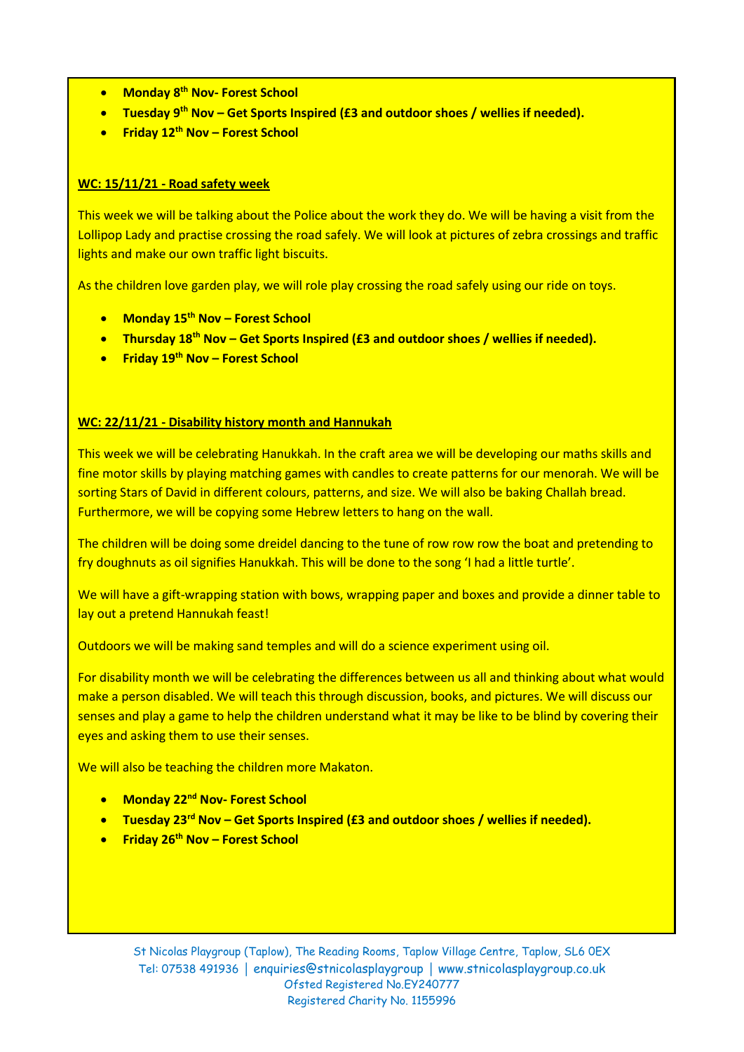- **Monday 8th Nov- Forest School**
- **Tuesday 9th Nov – Get Sports Inspired (£3 and outdoor shoes / wellies if needed).**
- **Friday 12th Nov – Forest School**

**WC: 15/11/21 - Road safety week**

This week we will be talking about the Police about the work they do. We will be having a visit from the Lollipop Lady and practise crossing the road safely. We will look at pictures of zebra crossings and traffic lights and make our own traffic light biscuits.

As the children love garden play, we will role play crossing the road safely using our ride on toys.

- **Monday 15th Nov – Forest School**
- **Thursday 18th Nov – Get Sports Inspired (£3 and outdoor shoes / wellies if needed).**
- **Friday 19th Nov – Forest School**

**WC: 22/11/21 - Disability history month and Hannukah**

This week we will be celebrating Hanukkah. In the craft area we will be developing our maths skills and fine motor skills by playing matching games with candles to create patterns for our menorah. We will be sorting Stars of David in different colours, patterns, and size. We will also be baking Challah bread. Furthermore, we will be copying some Hebrew letters to hang on the wall.

The children will be doing some dreidel dancing to the tune of row row row the boat and pretending to fry doughnuts as oil signifies Hanukkah. This will be done to the song 'I had a little turtle'.

We will have a gift-wrapping station with bows, wrapping paper and boxes and provide a dinner table to lay out a pretend Hannukah feast!

Outdoors we will be making sand temples and will do a science experiment using oil.

For disability month we will be celebrating the differences between us all and thinking about what would make a person disabled. We will teach this through discussion, books, and pictures. We will discuss our senses and play a game to help the children understand what it may be like to be blind by covering their eyes and asking them to use their senses.

We will also be teaching the children more Makaton.

- **Monday 22nd Nov- Forest School**
- **Tuesday 23rd Nov – Get Sports Inspired (£3 and outdoor shoes / wellies if needed).**
- **Friday 26th Nov – Forest School**

St Nicolas Playgroup (Taplow), The Reading Rooms, Taplow Village Centre, Taplow, SL6 0EX
Tel: 07538 491936 | enquiries@stnicolasplaygroup | www.stnicolasplaygroup.co.uk
Ofsted Registered No.EY240777
Registered Charity No. 1155996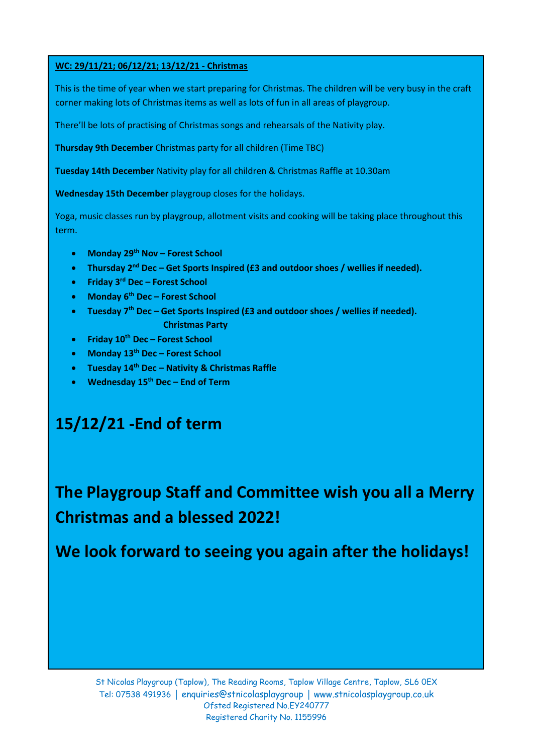**WC: 29/11/21; 06/12/21; 13/12/21 - Christmas**

This is the time of year when we start preparing for Christmas. The children will be very busy in the craft corner making lots of Christmas items as well as lots of fun in all areas of playgroup.

There'll be lots of practising of Christmas songs and rehearsals of the Nativity play.

**Thursday 9th December** Christmas party for all children (Time TBC)

**Tuesday 14th December** Nativity play for all children & Christmas Raffle at 10.30am

**Wednesday 15th December** playgroup closes for the holidays.

Yoga, music classes run by playgroup, allotment visits and cooking will be taking place throughout this term.

- **Monday 29th Nov – Forest School**
- **Thursday 2nd Dec – Get Sports Inspired (£3 and outdoor shoes / wellies if needed).**
- **Friday 3rd Dec – Forest School**
- **Monday 6th Dec – Forest School**
- **Tuesday 7th Dec – Get Sports Inspired (£3 and outdoor shoes / wellies if needed). Christmas Party**
- **Friday 10th Dec – Forest School**
- **Monday 13th Dec – Forest School**
- **Tuesday 14th Dec – Nativity & Christmas Raffle**
- **Wednesday 15th Dec – End of Term**

## 15/12/21 -End of term

## The Playgroup Staff and Committee wish you all a Merry Christmas and a blessed 2022!

## We look forward to seeing you again after the holidays!

St Nicolas Playgroup (Taplow), The Reading Rooms, Taplow Village Centre, Taplow, SL6 0EX
Tel: 07538 491936 | enquiries@stnicolasplaygroup | www.stnicolasplaygroup.co.uk
Ofsted Registered No.EY240777
Registered Charity No. 1155996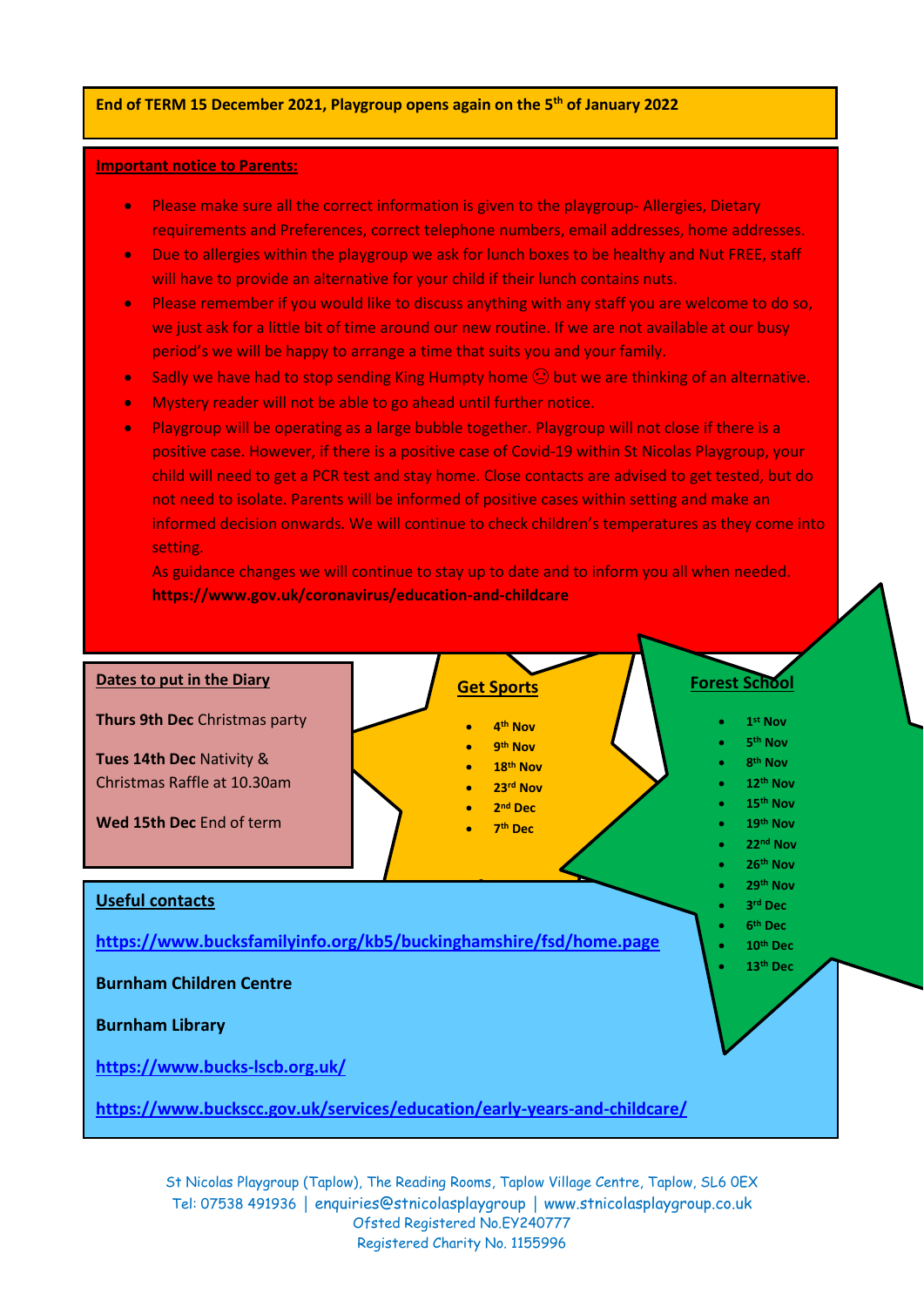**End of TERM 15 December 2021, Playgroup opens again on the 5th of January 2022**

**Important notice to Parents:**

- Please make sure all the correct information is given to the playgroup- Allergies, Dietary requirements and Preferences, correct telephone numbers, email addresses, home addresses.
- Due to allergies within the playgroup we ask for lunch boxes to be healthy and Nut FREE, staff will have to provide an alternative for your child if their lunch contains nuts.
- Please remember if you would like to discuss anything with any staff you are welcome to do so, we just ask for a little bit of time around our new routine. If we are not available at our busy period's we will be happy to arrange a time that suits you and your family.
- Sadly we have had to stop sending King Humpty home ☹ but we are thinking of an alternative.
- Mystery reader will not be able to go ahead until further notice.
- Playgroup will be operating as a large bubble together. Playgroup will not close if there is a positive case. However, if there is a positive case of Covid-19 within St Nicolas Playgroup, your child will need to get a PCR test and stay home. Close contacts are advised to get tested, but do not need to isolate. Parents will be informed of positive cases within setting and make an informed decision onwards. We will continue to check children's temperatures as they come into setting.

  As guidance changes we will continue to stay up to date and to inform you all when needed.
  **https://www.gov.uk/coronavirus/education-and-childcare**

**Dates to put in the Diary**

**Thurs 9th Dec** Christmas party

**Tues 14th Dec** Nativity & Christmas Raffle at 10.30am

**Wed 15th Dec** End of term

**Get Sports**

- 4th Nov
- 9th Nov
- 18th Nov
- 23rd Nov
- 2nd Dec
- 7th Dec

**Forest School**

- 1st Nov
- 5th Nov
- 8th Nov
- 12th Nov
- 15th Nov
- 19th Nov
- 22nd Nov
- 26th Nov
- 29th Nov
- 3rd Dec
- 6th Dec
- 10th Dec
- 13th Dec

**Useful contacts**

https://www.bucksfamilyinfo.org/kb5/buckinghamshire/fsd/home.page

**Burnham Children Centre**

**Burnham Library**

https://www.bucks-lscb.org.uk/

https://www.buckscc.gov.uk/services/education/early-years-and-childcare/

St Nicolas Playgroup (Taplow), The Reading Rooms, Taplow Village Centre, Taplow, SL6 0EX
Tel: 07538 491936 | enquiries@stnicolasplaygroup | www.stnicolasplaygroup.co.uk
Ofsted Registered No.EY240777
Registered Charity No. 1155996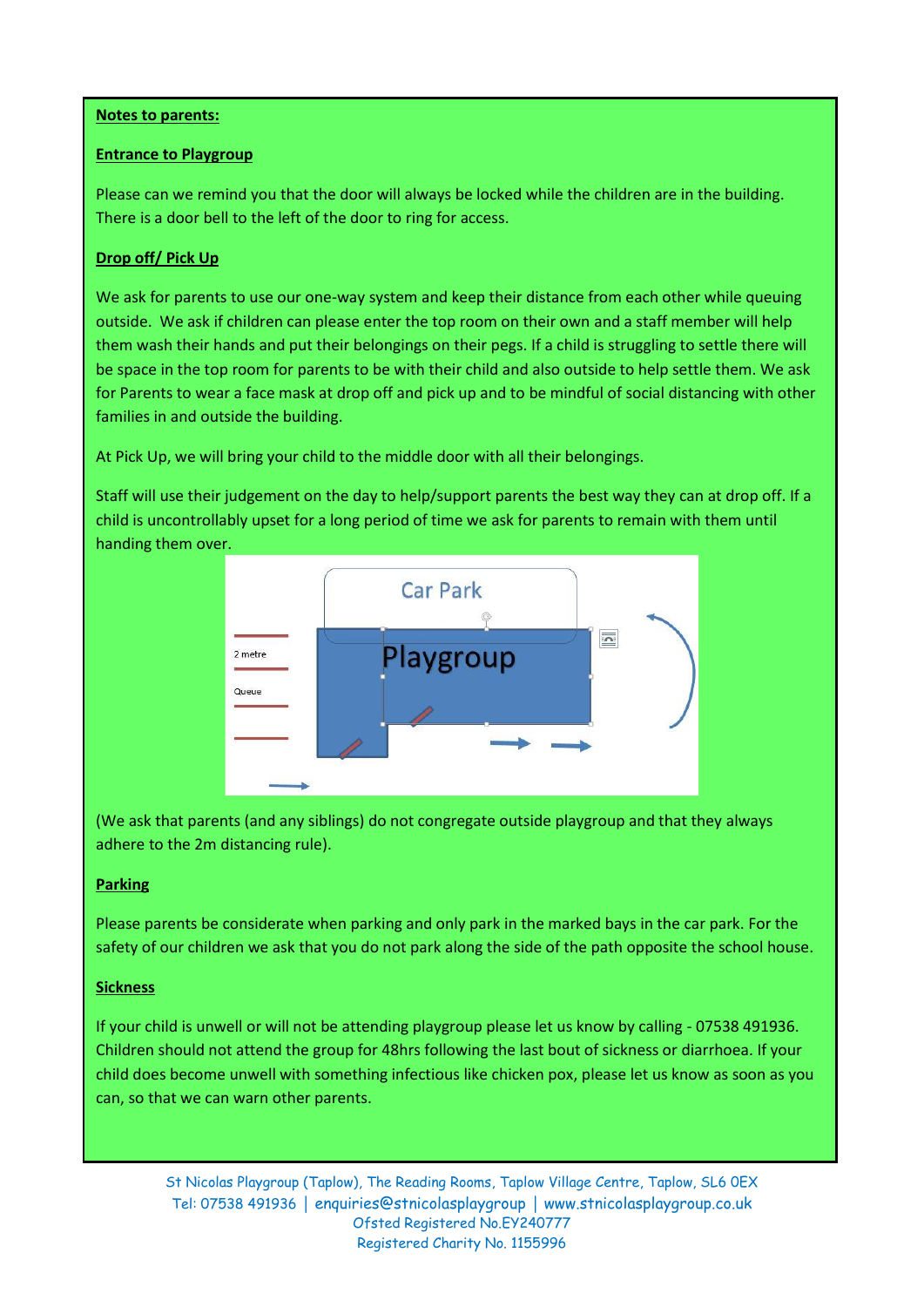**Notes to parents:**

**Entrance to Playgroup**

Please can we remind you that the door will always be locked while the children are in the building. There is a door bell to the left of the door to ring for access.

**Drop off/ Pick Up**

We ask for parents to use our one-way system and keep their distance from each other while queuing outside. We ask if children can please enter the top room on their own and a staff member will help them wash their hands and put their belongings on their pegs. If a child is struggling to settle there will be space in the top room for parents to be with their child and also outside to help settle them. We ask for Parents to wear a face mask at drop off and pick up and to be mindful of social distancing with other families in and outside the building.

At Pick Up, we will bring your child to the middle door with all their belongings.

Staff will use their judgement on the day to help/support parents the best way they can at drop off. If a child is uncontrollably upset for a long period of time we ask for parents to remain with them until handing them over.

Car Park

Playgroup

2 metre

Queue

(We ask that parents (and any siblings) do not congregate outside playgroup and that they always adhere to the 2m distancing rule).

**Parking**

Please parents be considerate when parking and only park in the marked bays in the car park. For the safety of our children we ask that you do not park along the side of the path opposite the school house.

**Sickness**

If your child is unwell or will not be attending playgroup please let us know by calling - 07538 491936. Children should not attend the group for 48hrs following the last bout of sickness or diarrhoea. If your child does become unwell with something infectious like chicken pox, please let us know as soon as you can, so that we can warn other parents.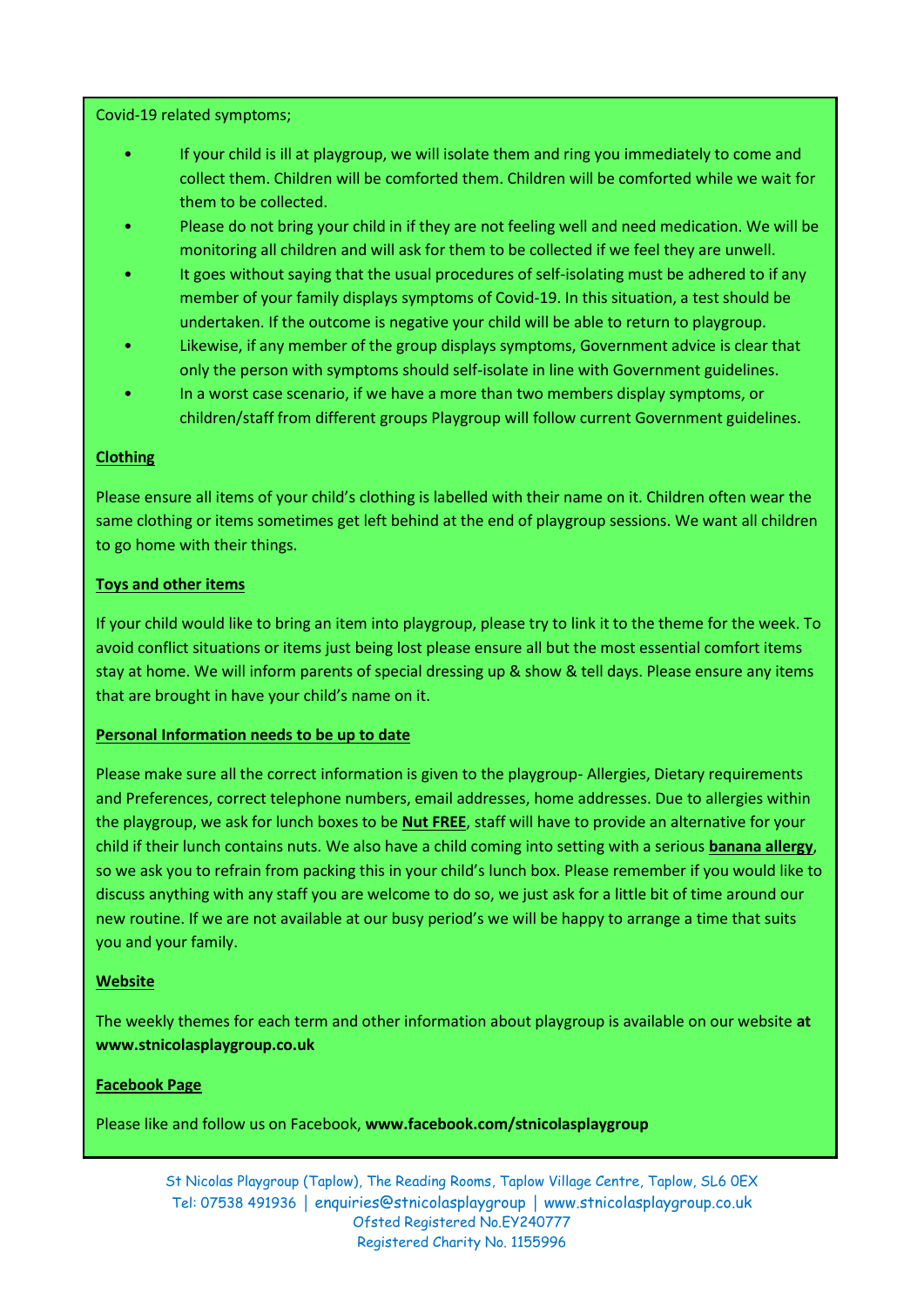Covid-19 related symptoms;

- If your child is ill at playgroup, we will isolate them and ring you immediately to come and collect them. Children will be comforted them. Children will be comforted while we wait for them to be collected.
- Please do not bring your child in if they are not feeling well and need medication. We will be monitoring all children and will ask for them to be collected if we feel they are unwell.
- It goes without saying that the usual procedures of self-isolating must be adhered to if any member of your family displays symptoms of Covid-19. In this situation, a test should be undertaken. If the outcome is negative your child will be able to return to playgroup.
- Likewise, if any member of the group displays symptoms, Government advice is clear that only the person with symptoms should self-isolate in line with Government guidelines.
- In a worst case scenario, if we have a more than two members display symptoms, or children/staff from different groups Playgroup will follow current Government guidelines.

**Clothing**

Please ensure all items of your child's clothing is labelled with their name on it. Children often wear the same clothing or items sometimes get left behind at the end of playgroup sessions. We want all children to go home with their things.

**Toys and other items**

If your child would like to bring an item into playgroup, please try to link it to the theme for the week. To avoid conflict situations or items just being lost please ensure all but the most essential comfort items stay at home. We will inform parents of special dressing up & show & tell days. Please ensure any items that are brought in have your child's name on it.

**Personal Information needs to be up to date**

Please make sure all the correct information is given to the playgroup- Allergies, Dietary requirements and Preferences, correct telephone numbers, email addresses, home addresses. Due to allergies within the playgroup, we ask for lunch boxes to be **Nut FREE**, staff will have to provide an alternative for your child if their lunch contains nuts. We also have a child coming into setting with a serious **banana allergy**, so we ask you to refrain from packing this in your child's lunch box. Please remember if you would like to discuss anything with any staff you are welcome to do so, we just ask for a little bit of time around our new routine. If we are not available at our busy period's we will be happy to arrange a time that suits you and your family.

**Website**

The weekly themes for each term and other information about playgroup is available on our website **at www.stnicolasplaygroup.co.uk**

**Facebook Page**

Please like and follow us on Facebook, **www.facebook.com/stnicolasplaygroup**

St Nicolas Playgroup (Taplow), The Reading Rooms, Taplow Village Centre, Taplow, SL6 0EX
Tel: 07538 491936 | enquiries@stnicolasplaygroup | www.stnicolasplaygroup.co.uk
Ofsted Registered No.EY240777
Registered Charity No. 1155996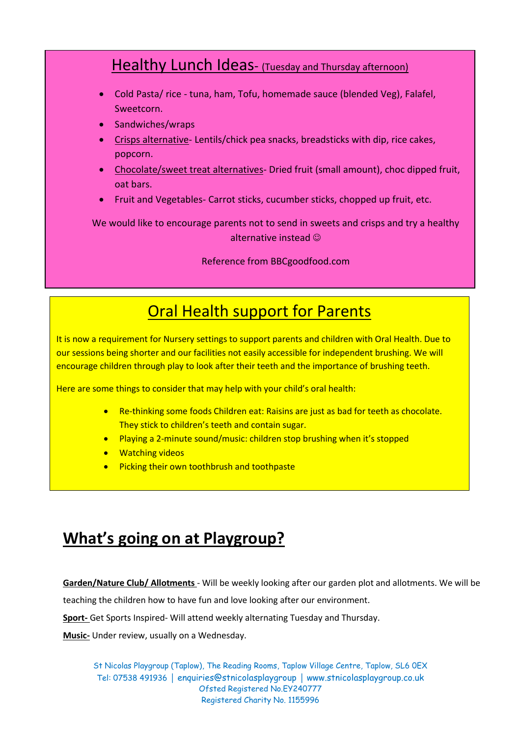## Healthy Lunch Ideas- (Tuesday and Thursday afternoon)

- Cold Pasta/ rice - tuna, ham, Tofu, homemade sauce (blended Veg), Falafel, Sweetcorn.
- Sandwiches/wraps
- Crisps alternative- Lentils/chick pea snacks, breadsticks with dip, rice cakes, popcorn.
- Chocolate/sweet treat alternatives- Dried fruit (small amount), choc dipped fruit, oat bars.
- Fruit and Vegetables- Carrot sticks, cucumber sticks, chopped up fruit, etc.

We would like to encourage parents not to send in sweets and crisps and try a healthy alternative instead ☺

Reference from BBCgoodfood.com

## Oral Health support for Parents

It is now a requirement for Nursery settings to support parents and children with Oral Health. Due to our sessions being shorter and our facilities not easily accessible for independent brushing. We will encourage children through play to look after their teeth and the importance of brushing teeth.

Here are some things to consider that may help with your child's oral health:

- Re-thinking some foods Children eat: Raisins are just as bad for teeth as chocolate. They stick to children's teeth and contain sugar.
- Playing a 2-minute sound/music: children stop brushing when it's stopped
- Watching videos
- Picking their own toothbrush and toothpaste

# What's going on at Playgroup?

**Garden/Nature Club/ Allotments** - Will be weekly looking after our garden plot and allotments. We will be teaching the children how to have fun and love looking after our environment.

**Sport-** Get Sports Inspired- Will attend weekly alternating Tuesday and Thursday.

**Music-** Under review, usually on a Wednesday.

St Nicolas Playgroup (Taplow), The Reading Rooms, Taplow Village Centre, Taplow, SL6 0EX
Tel: 07538 491936 | enquiries@stnicolasplaygroup | www.stnicolasplaygroup.co.uk
Ofsted Registered No.EY240777
Registered Charity No. 1155996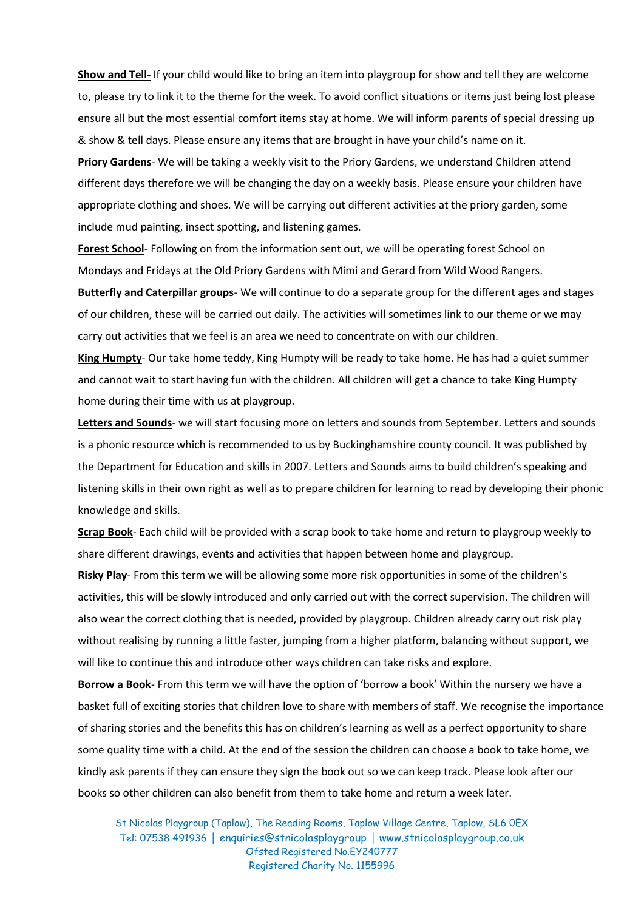**Show and Tell-** If your child would like to bring an item into playgroup for show and tell they are welcome to, please try to link it to the theme for the week. To avoid conflict situations or items just being lost please ensure all but the most essential comfort items stay at home. We will inform parents of special dressing up & show & tell days. Please ensure any items that are brought in have your child's name on it.

**Priory Gardens**- We will be taking a weekly visit to the Priory Gardens, we understand Children attend different days therefore we will be changing the day on a weekly basis. Please ensure your children have appropriate clothing and shoes. We will be carrying out different activities at the priory garden, some include mud painting, insect spotting, and listening games.

**Forest School**- Following on from the information sent out, we will be operating forest School on Mondays and Fridays at the Old Priory Gardens with Mimi and Gerard from Wild Wood Rangers.

**Butterfly and Caterpillar groups**- We will continue to do a separate group for the different ages and stages of our children, these will be carried out daily. The activities will sometimes link to our theme or we may carry out activities that we feel is an area we need to concentrate on with our children.

**King Humpty**- Our take home teddy, King Humpty will be ready to take home. He has had a quiet summer and cannot wait to start having fun with the children. All children will get a chance to take King Humpty home during their time with us at playgroup.

**Letters and Sounds**- we will start focusing more on letters and sounds from September. Letters and sounds is a phonic resource which is recommended to us by Buckinghamshire county council. It was published by the Department for Education and skills in 2007. Letters and Sounds aims to build children's speaking and listening skills in their own right as well as to prepare children for learning to read by developing their phonic knowledge and skills.

**Scrap Book**- Each child will be provided with a scrap book to take home and return to playgroup weekly to share different drawings, events and activities that happen between home and playgroup.

**Risky Play**- From this term we will be allowing some more risk opportunities in some of the children's activities, this will be slowly introduced and only carried out with the correct supervision. The children will also wear the correct clothing that is needed, provided by playgroup. Children already carry out risk play without realising by running a little faster, jumping from a higher platform, balancing without support, we will like to continue this and introduce other ways children can take risks and explore.

**Borrow a Book**- From this term we will have the option of 'borrow a book' Within the nursery we have a basket full of exciting stories that children love to share with members of staff. We recognise the importance of sharing stories and the benefits this has on children's learning as well as a perfect opportunity to share some quality time with a child. At the end of the session the children can choose a book to take home, we kindly ask parents if they can ensure they sign the book out so we can keep track. Please look after our books so other children can also benefit from them to take home and return a week later.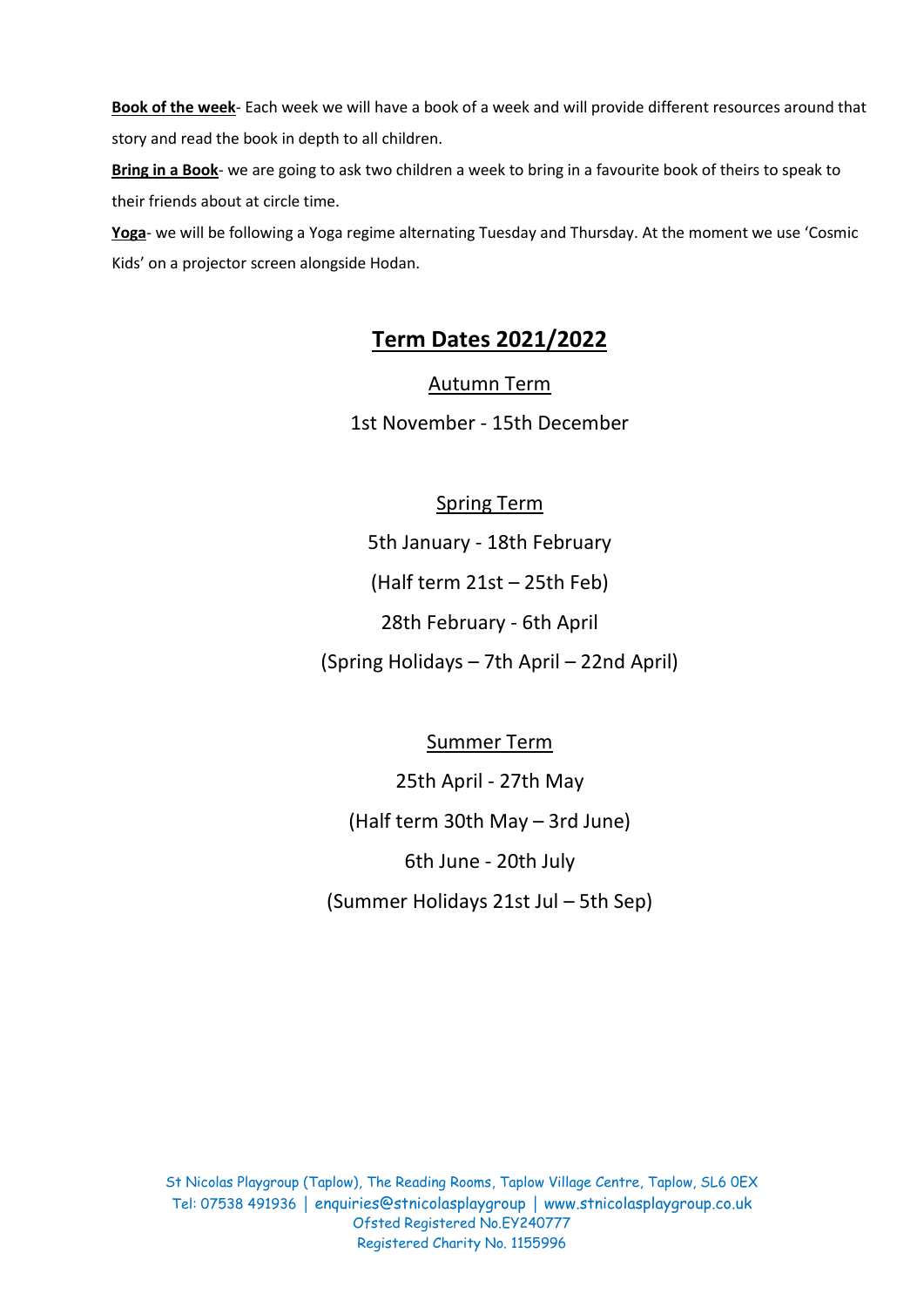**Book of the week**- Each week we will have a book of a week and will provide different resources around that story and read the book in depth to all children.

**Bring in a Book**- we are going to ask two children a week to bring in a favourite book of theirs to speak to their friends about at circle time.

**Yoga**- we will be following a Yoga regime alternating Tuesday and Thursday. At the moment we use 'Cosmic Kids' on a projector screen alongside Hodan.

## Term Dates 2021/2022

Autumn Term

1st November - 15th December

Spring Term

5th January - 18th February

(Half term 21st – 25th Feb)

28th February - 6th April

(Spring Holidays – 7th April – 22nd April)

Summer Term

25th April - 27th May

(Half term 30th May – 3rd June)

6th June - 20th July

(Summer Holidays 21st Jul – 5th Sep)

St Nicolas Playgroup (Taplow), The Reading Rooms, Taplow Village Centre, Taplow, SL6 0EX
Tel: 07538 491936 | enquiries@stnicolasplaygroup | www.stnicolasplaygroup.co.uk
Ofsted Registered No.EY240777
Registered Charity No. 1155996